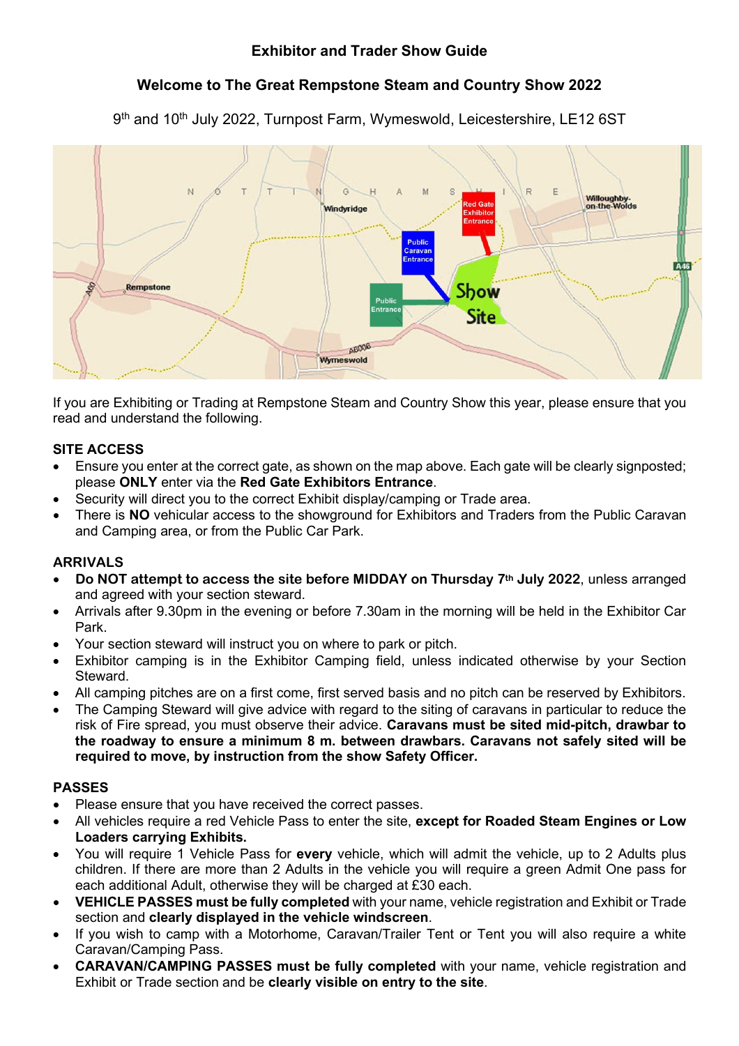# Exhibitor and Trader Show Guide

## Welcome to The Great Rempstone Steam and Country Show 2022

9th and 10th July 2022, Turnpost Farm, Wymeswold, Leicestershire, LE12 6ST

If you are Exhibiting or Trading at Rempstone Steam and Country Show this year, please ensure that you read and understand the following.

### SITE ACCESS

- Ensure you enter at the correct gate, as shown on the map above. Each gate will be clearly signposted; please **ONLY** enter via the **Red Gate Exhibitors Entrance**.
- Security will direct you to the correct Exhibit display/camping or Trade area.
- There is **NO** vehicular access to the showground for Exhibitors and Traders from the Public Caravan and Camping area, or from the Public Car Park.

### ARRIVALS

- **Do NOT attempt to access the site before MIDDAY on Thursday 7th July 2022**, unless arranged and agreed with your section steward.
- Arrivals after 9.30pm in the evening or before 7.30am in the morning will be held in the Exhibitor Car Park.
- Your section steward will instruct you on where to park or pitch.
- Exhibitor camping is in the Exhibitor Camping field, unless indicated otherwise by your Section Steward.
- All camping pitches are on a first come, first served basis and no pitch can be reserved by Exhibitors.
- The Camping Steward will give advice with regard to the siting of caravans in particular to reduce the risk of Fire spread, you must observe their advice. **Caravans must be sited mid-pitch, drawbar to the roadway to ensure a minimum 8 m. between drawbars. Caravans not safely sited will be required to move, by instruction from the show Safety Officer.**

### PASSES

- Please ensure that you have received the correct passes.
- All vehicles require a red Vehicle Pass to enter the site, **except for Roaded Steam Engines or Low Loaders carrying Exhibits.**
- You will require 1 Vehicle Pass for **every** vehicle, which will admit the vehicle, up to 2 Adults plus children. If there are more than 2 Adults in the vehicle you will require a green Admit One pass for each additional Adult, otherwise they will be charged at £30 each.
- **VEHICLE PASSES must be fully completed** with your name, vehicle registration and Exhibit or Trade section and **clearly displayed in the vehicle windscreen**.
- If you wish to camp with a Motorhome, Caravan/Trailer Tent or Tent you will also require a white Caravan/Camping Pass.
- **CARAVAN/CAMPING PASSES must be fully completed** with your name, vehicle registration and Exhibit or Trade section and be **clearly visible on entry to the site**.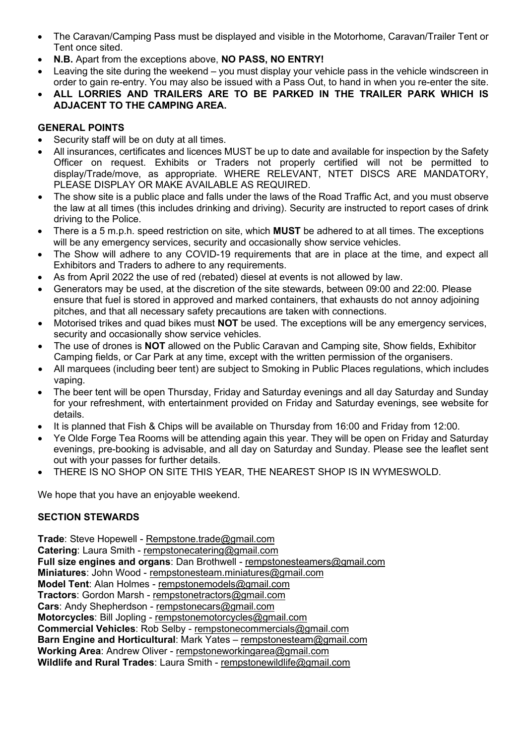- The Caravan/Camping Pass must be displayed and visible in the Motorhome, Caravan/Trailer Tent or Tent once sited.
- **N.B.** Apart from the exceptions above, **NO PASS, NO ENTRY!**
- Leaving the site during the weekend – you must display your vehicle pass in the vehicle windscreen in order to gain re-entry. You may also be issued with a Pass Out, to hand in when you re-enter the site.
- **ALL LORRIES AND TRAILERS ARE TO BE PARKED IN THE TRAILER PARK WHICH IS ADJACENT TO THE CAMPING AREA.**

### GENERAL POINTS

- Security staff will be on duty at all times.
- All insurances, certificates and licences MUST be up to date and available for inspection by the Safety Officer on request. Exhibits or Traders not properly certified will not be permitted to display/Trade/move, as appropriate. WHERE RELEVANT, NTET DISCS ARE MANDATORY, PLEASE DISPLAY OR MAKE AVAILABLE AS REQUIRED.
- The show site is a public place and falls under the laws of the Road Traffic Act, and you must observe the law at all times (this includes drinking and driving). Security are instructed to report cases of drink driving to the Police.
- There is a 5 m.p.h. speed restriction on site, which **MUST** be adhered to at all times. The exceptions will be any emergency services, security and occasionally show service vehicles.
- The Show will adhere to any COVID-19 requirements that are in place at the time, and expect all Exhibitors and Traders to adhere to any requirements.
- As from April 2022 the use of red (rebated) diesel at events is not allowed by law.
- Generators may be used, at the discretion of the site stewards, between 09:00 and 22:00. Please ensure that fuel is stored in approved and marked containers, that exhausts do not annoy adjoining pitches, and that all necessary safety precautions are taken with connections.
- Motorised trikes and quad bikes must **NOT** be used. The exceptions will be any emergency services, security and occasionally show service vehicles.
- The use of drones is **NOT** allowed on the Public Caravan and Camping site, Show fields, Exhibitor Camping fields, or Car Park at any time, except with the written permission of the organisers.
- All marquees (including beer tent) are subject to Smoking in Public Places regulations, which includes vaping.
- The beer tent will be open Thursday, Friday and Saturday evenings and all day Saturday and Sunday for your refreshment, with entertainment provided on Friday and Saturday evenings, see website for details.
- It is planned that Fish & Chips will be available on Thursday from 16:00 and Friday from 12:00.
- Ye Olde Forge Tea Rooms will be attending again this year. They will be open on Friday and Saturday evenings, pre-booking is advisable, and all day on Saturday and Sunday. Please see the leaflet sent out with your passes for further details.
- THERE IS NO SHOP ON SITE THIS YEAR, THE NEAREST SHOP IS IN WYMESWOLD.

We hope that you have an enjoyable weekend.

### SECTION STEWARDS

**Trade**: Steve Hopewell - Rempstone.trade@gmail.com
**Catering**: Laura Smith - rempstonecatering@gmail.com
**Full size engines and organs**: Dan Brothwell - rempstonesteamers@gmail.com
**Miniatures**: John Wood - rempstonesteam.miniatures@gmail.com
**Model Tent**: Alan Holmes - rempstonemodels@gmail.com
**Tractors**: Gordon Marsh - rempstonetractors@gmail.com
**Cars**: Andy Shepherdson - rempstonecars@gmail.com
**Motorcycles**: Bill Jopling - rempstonemotorcycles@gmail.com
**Commercial Vehicles**: Rob Selby - rempstonecommercials@gmail.com
**Barn Engine and Horticultural**: Mark Yates – rempstonesteam@gmail.com
**Working Area**: Andrew Oliver - rempstoneworkingarea@gmail.com
**Wildlife and Rural Trades**: Laura Smith - rempstonewildlife@gmail.com